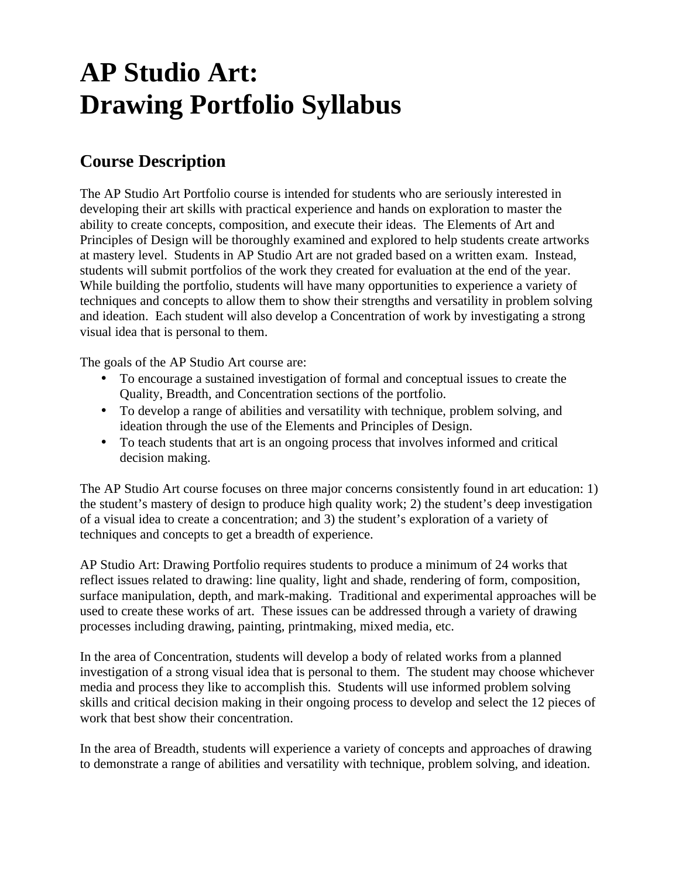# AP Studio Art:
# Drawing Portfolio Syllabus

## Course Description

The AP Studio Art Portfolio course is intended for students who are seriously interested in developing their art skills with practical experience and hands on exploration to master the ability to create concepts, composition, and execute their ideas. The Elements of Art and Principles of Design will be thoroughly examined and explored to help students create artworks at mastery level. Students in AP Studio Art are not graded based on a written exam. Instead, students will submit portfolios of the work they created for evaluation at the end of the year. While building the portfolio, students will have many opportunities to experience a variety of techniques and concepts to allow them to show their strengths and versatility in problem solving and ideation. Each student will also develop a Concentration of work by investigating a strong visual idea that is personal to them.

The goals of the AP Studio Art course are:

- To encourage a sustained investigation of formal and conceptual issues to create the Quality, Breadth, and Concentration sections of the portfolio.
- To develop a range of abilities and versatility with technique, problem solving, and ideation through the use of the Elements and Principles of Design.
- To teach students that art is an ongoing process that involves informed and critical decision making.

The AP Studio Art course focuses on three major concerns consistently found in art education: 1) the student's mastery of design to produce high quality work; 2) the student's deep investigation of a visual idea to create a concentration; and 3) the student's exploration of a variety of techniques and concepts to get a breadth of experience.

AP Studio Art: Drawing Portfolio requires students to produce a minimum of 24 works that reflect issues related to drawing: line quality, light and shade, rendering of form, composition, surface manipulation, depth, and mark-making. Traditional and experimental approaches will be used to create these works of art. These issues can be addressed through a variety of drawing processes including drawing, painting, printmaking, mixed media, etc.

In the area of Concentration, students will develop a body of related works from a planned investigation of a strong visual idea that is personal to them. The student may choose whichever media and process they like to accomplish this. Students will use informed problem solving skills and critical decision making in their ongoing process to develop and select the 12 pieces of work that best show their concentration.

In the area of Breadth, students will experience a variety of concepts and approaches of drawing to demonstrate a range of abilities and versatility with technique, problem solving, and ideation.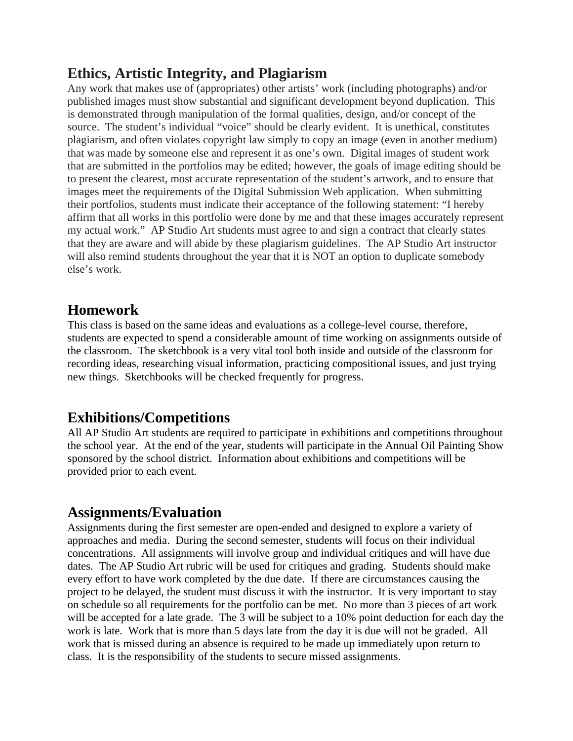## Ethics, Artistic Integrity, and Plagiarism

Any work that makes use of (appropriates) other artists' work (including photographs) and/or published images must show substantial and significant development beyond duplication. This is demonstrated through manipulation of the formal qualities, design, and/or concept of the source. The student's individual "voice" should be clearly evident. It is unethical, constitutes plagiarism, and often violates copyright law simply to copy an image (even in another medium) that was made by someone else and represent it as one's own. Digital images of student work that are submitted in the portfolios may be edited; however, the goals of image editing should be to present the clearest, most accurate representation of the student's artwork, and to ensure that images meet the requirements of the Digital Submission Web application. When submitting their portfolios, students must indicate their acceptance of the following statement: "I hereby affirm that all works in this portfolio were done by me and that these images accurately represent my actual work." AP Studio Art students must agree to and sign a contract that clearly states that they are aware and will abide by these plagiarism guidelines. The AP Studio Art instructor will also remind students throughout the year that it is NOT an option to duplicate somebody else's work.

## Homework

This class is based on the same ideas and evaluations as a college-level course, therefore, students are expected to spend a considerable amount of time working on assignments outside of the classroom. The sketchbook is a very vital tool both inside and outside of the classroom for recording ideas, researching visual information, practicing compositional issues, and just trying new things. Sketchbooks will be checked frequently for progress.

## Exhibitions/Competitions

All AP Studio Art students are required to participate in exhibitions and competitions throughout the school year. At the end of the year, students will participate in the Annual Oil Painting Show sponsored by the school district. Information about exhibitions and competitions will be provided prior to each event.

## Assignments/Evaluation

Assignments during the first semester are open-ended and designed to explore a variety of approaches and media. During the second semester, students will focus on their individual concentrations. All assignments will involve group and individual critiques and will have due dates. The AP Studio Art rubric will be used for critiques and grading. Students should make every effort to have work completed by the due date. If there are circumstances causing the project to be delayed, the student must discuss it with the instructor. It is very important to stay on schedule so all requirements for the portfolio can be met. No more than 3 pieces of art work will be accepted for a late grade. The 3 will be subject to a 10% point deduction for each day the work is late. Work that is more than 5 days late from the day it is due will not be graded. All work that is missed during an absence is required to be made up immediately upon return to class. It is the responsibility of the students to secure missed assignments.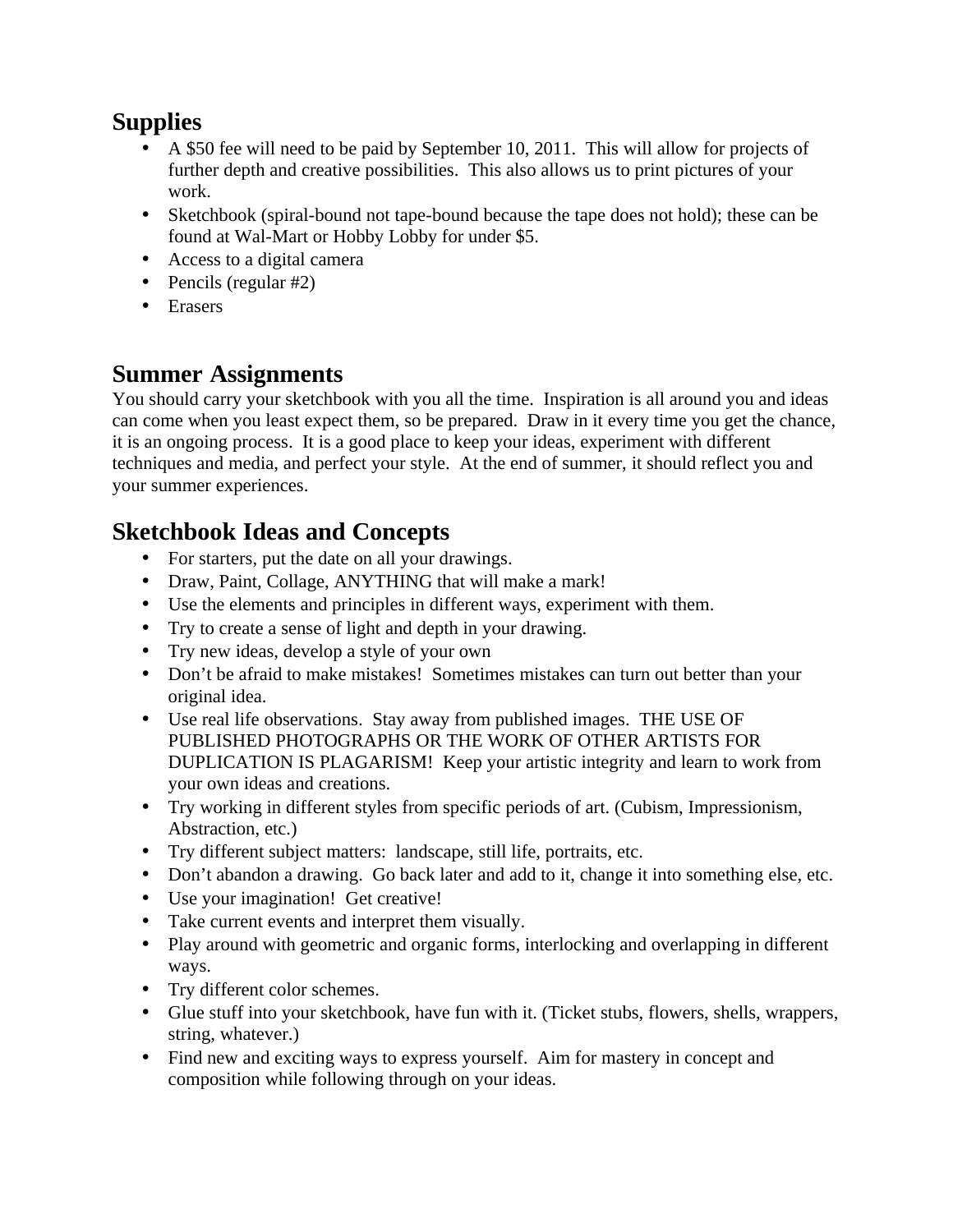## Supplies

- A $50 fee will need to be paid by September 10, 2011. This will allow for projects of further depth and creative possibilities. This also allows us to print pictures of your work.
- Sketchbook (spiral-bound not tape-bound because the tape does not hold); these can be found at Wal-Mart or Hobby Lobby for under $5.
- Access to a digital camera
- Pencils (regular #2)
- Erasers

## Summer Assignments

You should carry your sketchbook with you all the time. Inspiration is all around you and ideas can come when you least expect them, so be prepared. Draw in it every time you get the chance, it is an ongoing process. It is a good place to keep your ideas, experiment with different techniques and media, and perfect your style. At the end of summer, it should reflect you and your summer experiences.

## Sketchbook Ideas and Concepts

- For starters, put the date on all your drawings.
- Draw, Paint, Collage, ANYTHING that will make a mark!
- Use the elements and principles in different ways, experiment with them.
- Try to create a sense of light and depth in your drawing.
- Try new ideas, develop a style of your own
- Don't be afraid to make mistakes! Sometimes mistakes can turn out better than your original idea.
- Use real life observations. Stay away from published images. THE USE OF PUBLISHED PHOTOGRAPHS OR THE WORK OF OTHER ARTISTS FOR DUPLICATION IS PLAGARISM! Keep your artistic integrity and learn to work from your own ideas and creations.
- Try working in different styles from specific periods of art. (Cubism, Impressionism, Abstraction, etc.)
- Try different subject matters: landscape, still life, portraits, etc.
- Don't abandon a drawing. Go back later and add to it, change it into something else, etc.
- Use your imagination! Get creative!
- Take current events and interpret them visually.
- Play around with geometric and organic forms, interlocking and overlapping in different ways.
- Try different color schemes.
- Glue stuff into your sketchbook, have fun with it. (Ticket stubs, flowers, shells, wrappers, string, whatever.)
- Find new and exciting ways to express yourself. Aim for mastery in concept and composition while following through on your ideas.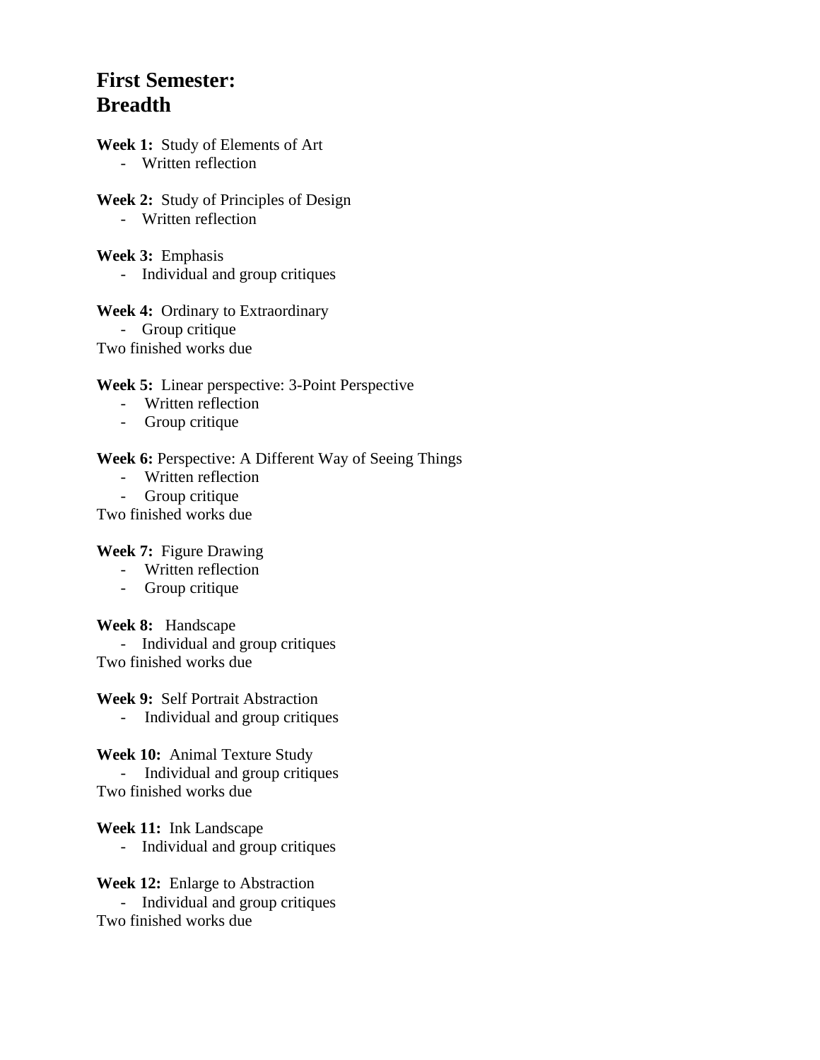# First Semester: Breadth

**Week 1:** Study of Elements of Art
- Written reflection

**Week 2:** Study of Principles of Design
- Written reflection

**Week 3:** Emphasis
- Individual and group critiques

**Week 4:** Ordinary to Extraordinary
- Group critique

Two finished works due

**Week 5:** Linear perspective: 3-Point Perspective
- Written reflection
- Group critique

**Week 6:** Perspective: A Different Way of Seeing Things
- Written reflection
- Group critique

Two finished works due

**Week 7:** Figure Drawing
- Written reflection
- Group critique

**Week 8:** Handscape
- Individual and group critiques

Two finished works due

**Week 9:** Self Portrait Abstraction
- Individual and group critiques

**Week 10:** Animal Texture Study
- Individual and group critiques

Two finished works due

**Week 11:** Ink Landscape
- Individual and group critiques

**Week 12:** Enlarge to Abstraction
- Individual and group critiques

Two finished works due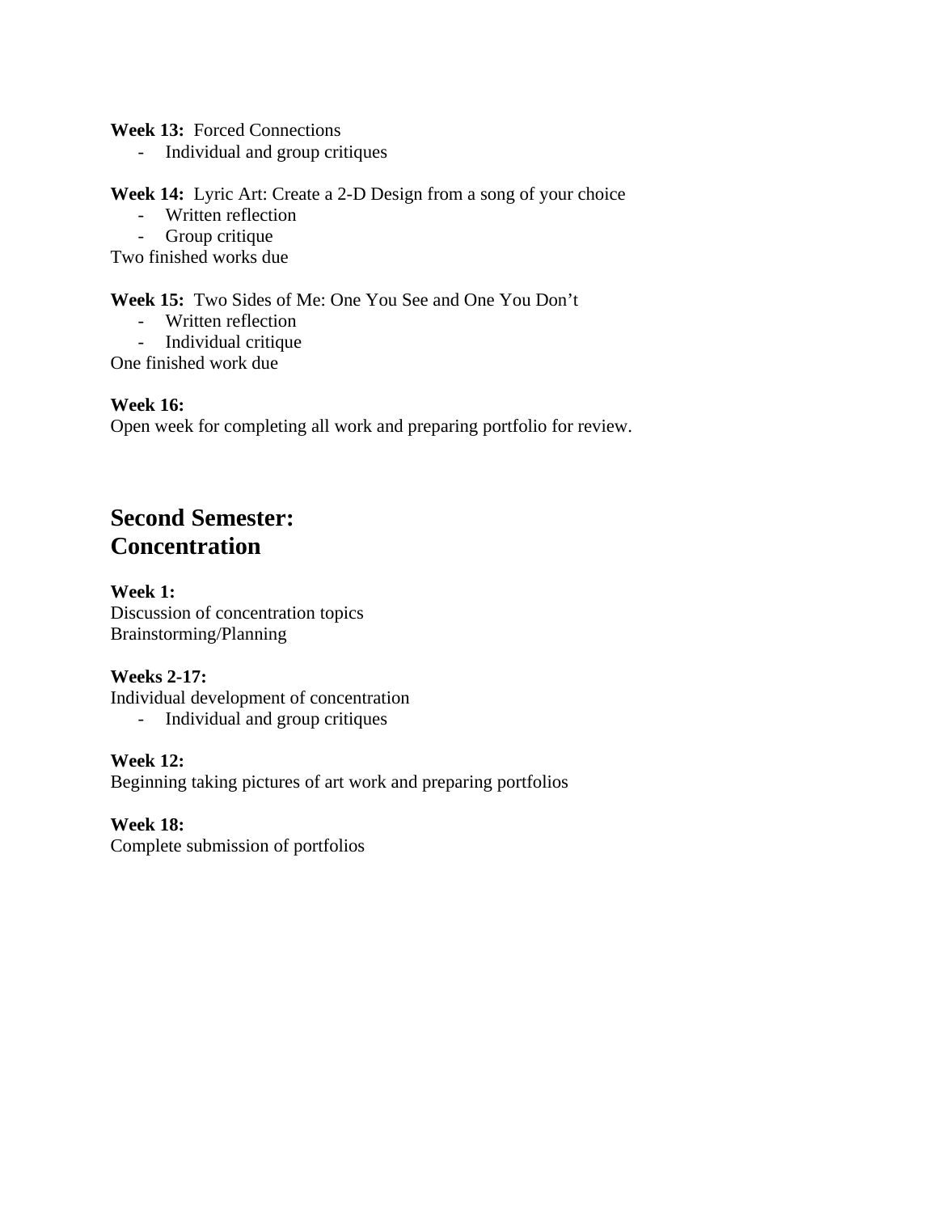**Week 13:** Forced Connections

- Individual and group critiques

**Week 14:** Lyric Art: Create a 2-D Design from a song of your choice

- Written reflection
- Group critique

Two finished works due

**Week 15:** Two Sides of Me: One You See and One You Don't

- Written reflection
- Individual critique

One finished work due

**Week 16:**
Open week for completing all work and preparing portfolio for review.

## Second Semester: Concentration

**Week 1:**
Discussion of concentration topics
Brainstorming/Planning

**Weeks 2-17:**
Individual development of concentration

- Individual and group critiques

**Week 12:**
Beginning taking pictures of art work and preparing portfolios

**Week 18:**
Complete submission of portfolios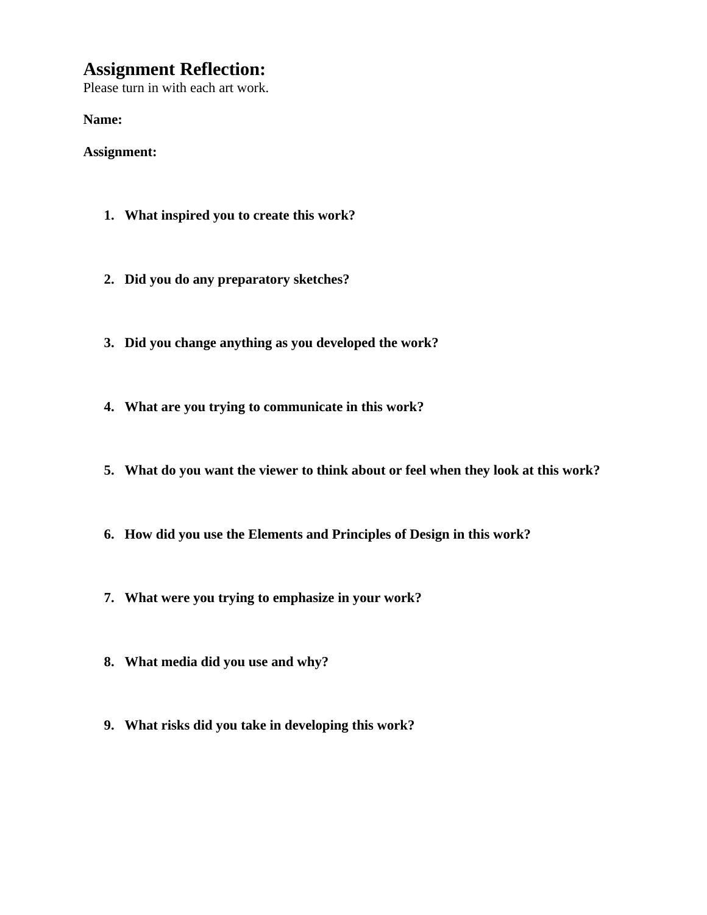## Assignment Reflection:

Please turn in with each art work.

**Name:**

**Assignment:**

1. **What inspired you to create this work?**

2. **Did you do any preparatory sketches?**

3. **Did you change anything as you developed the work?**

4. **What are you trying to communicate in this work?**

5. **What do you want the viewer to think about or feel when they look at this work?**

6. **How did you use the Elements and Principles of Design in this work?**

7. **What were you trying to emphasize in your work?**

8. **What media did you use and why?**

9. **What risks did you take in developing this work?**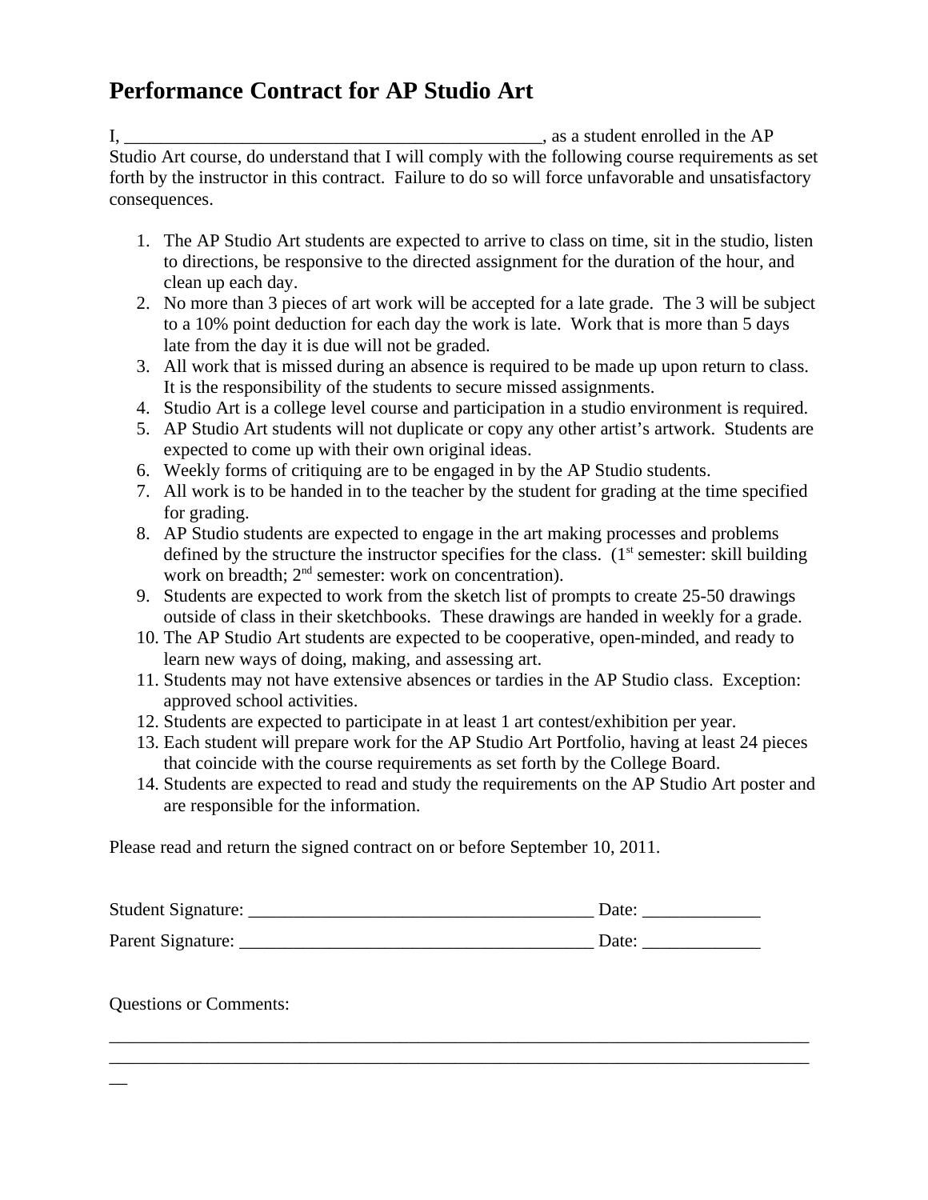# Performance Contract for AP Studio Art

I, _______________________________________________, as a student enrolled in the AP Studio Art course, do understand that I will comply with the following course requirements as set forth by the instructor in this contract. Failure to do so will force unfavorable and unsatisfactory consequences.

1. The AP Studio Art students are expected to arrive to class on time, sit in the studio, listen to directions, be responsive to the directed assignment for the duration of the hour, and clean up each day.
2. No more than 3 pieces of art work will be accepted for a late grade. The 3 will be subject to a 10% point deduction for each day the work is late. Work that is more than 5 days late from the day it is due will not be graded.
3. All work that is missed during an absence is required to be made up upon return to class. It is the responsibility of the students to secure missed assignments.
4. Studio Art is a college level course and participation in a studio environment is required.
5. AP Studio Art students will not duplicate or copy any other artist's artwork. Students are expected to come up with their own original ideas.
6. Weekly forms of critiquing are to be engaged in by the AP Studio students.
7. All work is to be handed in to the teacher by the student for grading at the time specified for grading.
8. AP Studio students are expected to engage in the art making processes and problems defined by the structure the instructor specifies for the class. (1st semester: skill building work on breadth; 2nd semester: work on concentration).
9. Students are expected to work from the sketch list of prompts to create 25-50 drawings outside of class in their sketchbooks. These drawings are handed in weekly for a grade.
10. The AP Studio Art students are expected to be cooperative, open-minded, and ready to learn new ways of doing, making, and assessing art.
11. Students may not have extensive absences or tardies in the AP Studio class. Exception: approved school activities.
12. Students are expected to participate in at least 1 art contest/exhibition per year.
13. Each student will prepare work for the AP Studio Art Portfolio, having at least 24 pieces that coincide with the course requirements as set forth by the College Board.
14. Students are expected to read and study the requirements on the AP Studio Art poster and are responsible for the information.

Please read and return the signed contract on or before September 10, 2011.

Student Signature: ______________________________________ Date: _____________

Parent Signature: ________________________________________ Date: _____________

Questions or Comments:

_______________________________________________________________________________
_______________________________________________________________________________
__